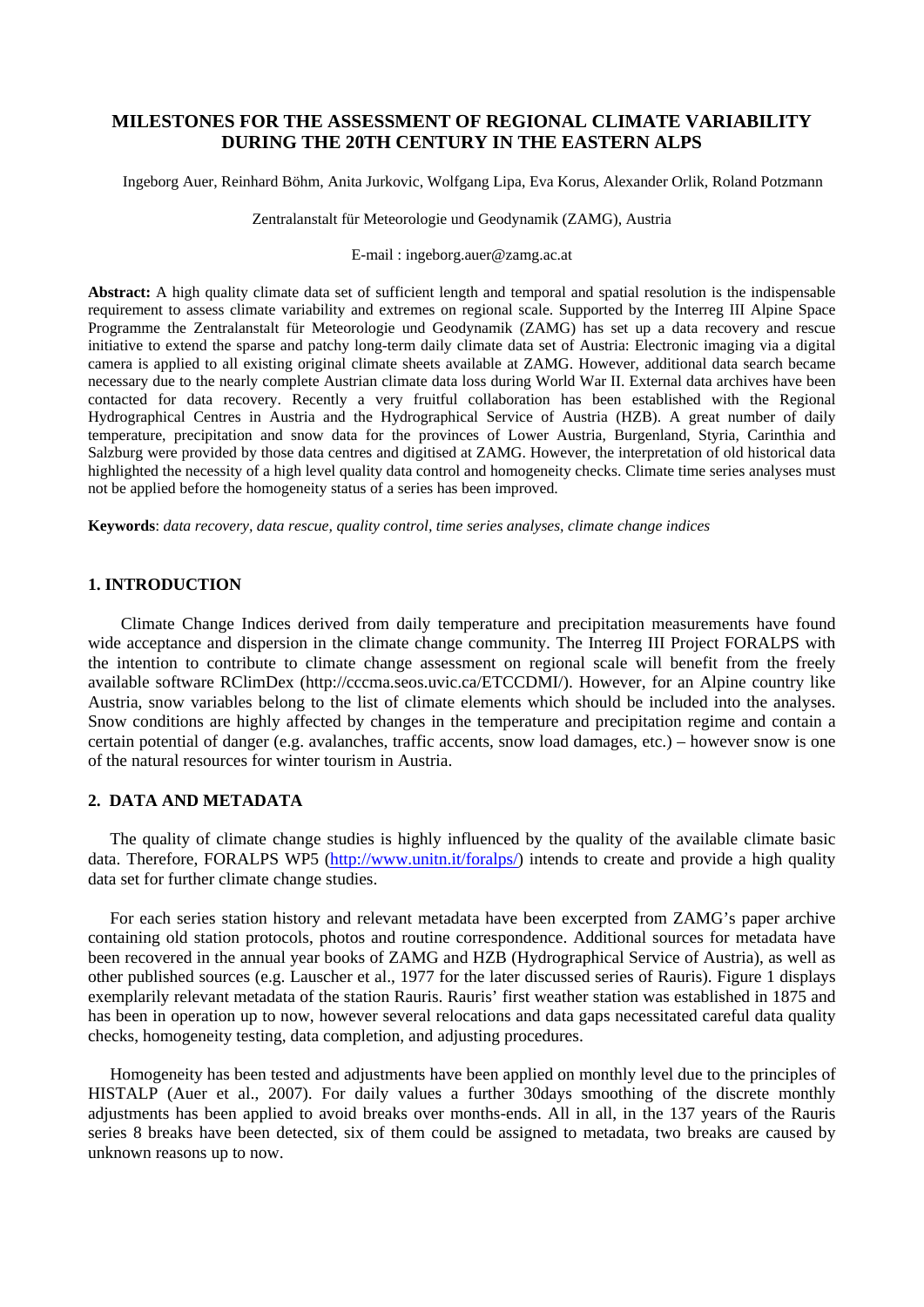# MILESTONES FOR THE ASSESSMENT OF REGIONAL CLIMATE VARIABILITY DURING THE 20TH CENTURY IN THE EASTERN ALPS

Ingeborg Auer, Reinhard Böhm, Anita Jurkovic, Wolfgang Lipa, Eva Korus, Alexander Orlik, Roland Potzmann

Zentralanstalt für Meteorologie und Geodynamik (ZAMG), Austria

E-mail : ingeborg.auer@zamg.ac.at

**Abstract:** A high quality climate data set of sufficient length and temporal and spatial resolution is the indispensable requirement to assess climate variability and extremes on regional scale. Supported by the Interreg III Alpine Space Programme the Zentralanstalt für Meteorologie und Geodynamik (ZAMG) has set up a data recovery and rescue initiative to extend the sparse and patchy long-term daily climate data set of Austria: Electronic imaging via a digital camera is applied to all existing original climate sheets available at ZAMG. However, additional data search became necessary due to the nearly complete Austrian climate data loss during World War II. External data archives have been contacted for data recovery. Recently a very fruitful collaboration has been established with the Regional Hydrographical Centres in Austria and the Hydrographical Service of Austria (HZB). A great number of daily temperature, precipitation and snow data for the provinces of Lower Austria, Burgenland, Styria, Carinthia and Salzburg were provided by those data centres and digitised at ZAMG. However, the interpretation of old historical data highlighted the necessity of a high level quality data control and homogeneity checks. Climate time series analyses must not be applied before the homogeneity status of a series has been improved.

**Keywords**: *data recovery, data rescue, quality control, time series analyses, climate change indices*

## 1. INTRODUCTION

Climate Change Indices derived from daily temperature and precipitation measurements have found wide acceptance and dispersion in the climate change community. The Interreg III Project FORALPS with the intention to contribute to climate change assessment on regional scale will benefit from the freely available software RClimDex (http://cccma.seos.uvic.ca/ETCCDMI/). However, for an Alpine country like Austria, snow variables belong to the list of climate elements which should be included into the analyses. Snow conditions are highly affected by changes in the temperature and precipitation regime and contain a certain potential of danger (e.g. avalanches, traffic accents, snow load damages, etc.) – however snow is one of the natural resources for winter tourism in Austria.

## 2. DATA AND METADATA

The quality of climate change studies is highly influenced by the quality of the available climate basic data. Therefore, FORALPS WP5 (http://www.unitn.it/foralps/) intends to create and provide a high quality data set for further climate change studies.

For each series station history and relevant metadata have been excerpted from ZAMG's paper archive containing old station protocols, photos and routine correspondence. Additional sources for metadata have been recovered in the annual year books of ZAMG and HZB (Hydrographical Service of Austria), as well as other published sources (e.g. Lauscher et al., 1977 for the later discussed series of Rauris). Figure 1 displays exemplarily relevant metadata of the station Rauris. Rauris' first weather station was established in 1875 and has been in operation up to now, however several relocations and data gaps necessitated careful data quality checks, homogeneity testing, data completion, and adjusting procedures.

Homogeneity has been tested and adjustments have been applied on monthly level due to the principles of HISTALP (Auer et al., 2007). For daily values a further 30days smoothing of the discrete monthly adjustments has been applied to avoid breaks over months-ends. All in all, in the 137 years of the Rauris series 8 breaks have been detected, six of them could be assigned to metadata, two breaks are caused by unknown reasons up to now.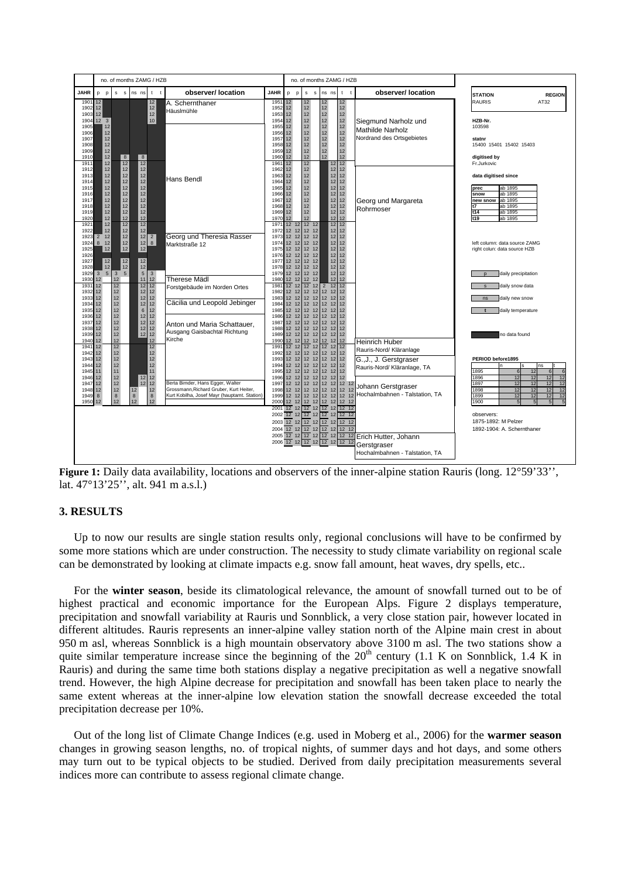**Figure 1:** Daily data availability, locations and observers of the inner-alpine station Rauris (long. 12°59'33'', lat. 47°13'25'', alt. 941 m a.s.l.)

## 3. RESULTS

Up to now our results are single station results only, regional conclusions will have to be confirmed by some more stations which are under construction. The necessity to study climate variability on regional scale can be demonstrated by looking at climate impacts e.g. snow fall amount, heat waves, dry spells, etc..

For the **winter season**, beside its climatological relevance, the amount of snowfall turned out to be of highest practical and economic importance for the European Alps. Figure 2 displays temperature, precipitation and snowfall variability at Rauris und Sonnblick, a very close station pair, however located in different altitudes. Rauris represents an inner-alpine valley station north of the Alpine main crest in about 950 m asl, whereas Sonnblick is a high mountain observatory above 3100 m asl. The two stations show a quite similar temperature increase since the beginning of the 20th century (1.1 K on Sonnblick, 1.4 K in Rauris) and during the same time both stations display a negative precipitation as well a negative snowfall trend. However, the high Alpine decrease for precipitation and snowfall has been taken place to nearly the same extent whereas at the inner-alpine low elevation station the snowfall decrease exceeded the total precipitation decrease per 10%.

Out of the long list of Climate Change Indices (e.g. used in Moberg et al., 2006) for the **warmer season** changes in growing season lengths, no. of tropical nights, of summer days and hot days, and some others may turn out to be typical objects to be studied. Derived from daily precipitation measurements several indices more can contribute to assess regional climate change.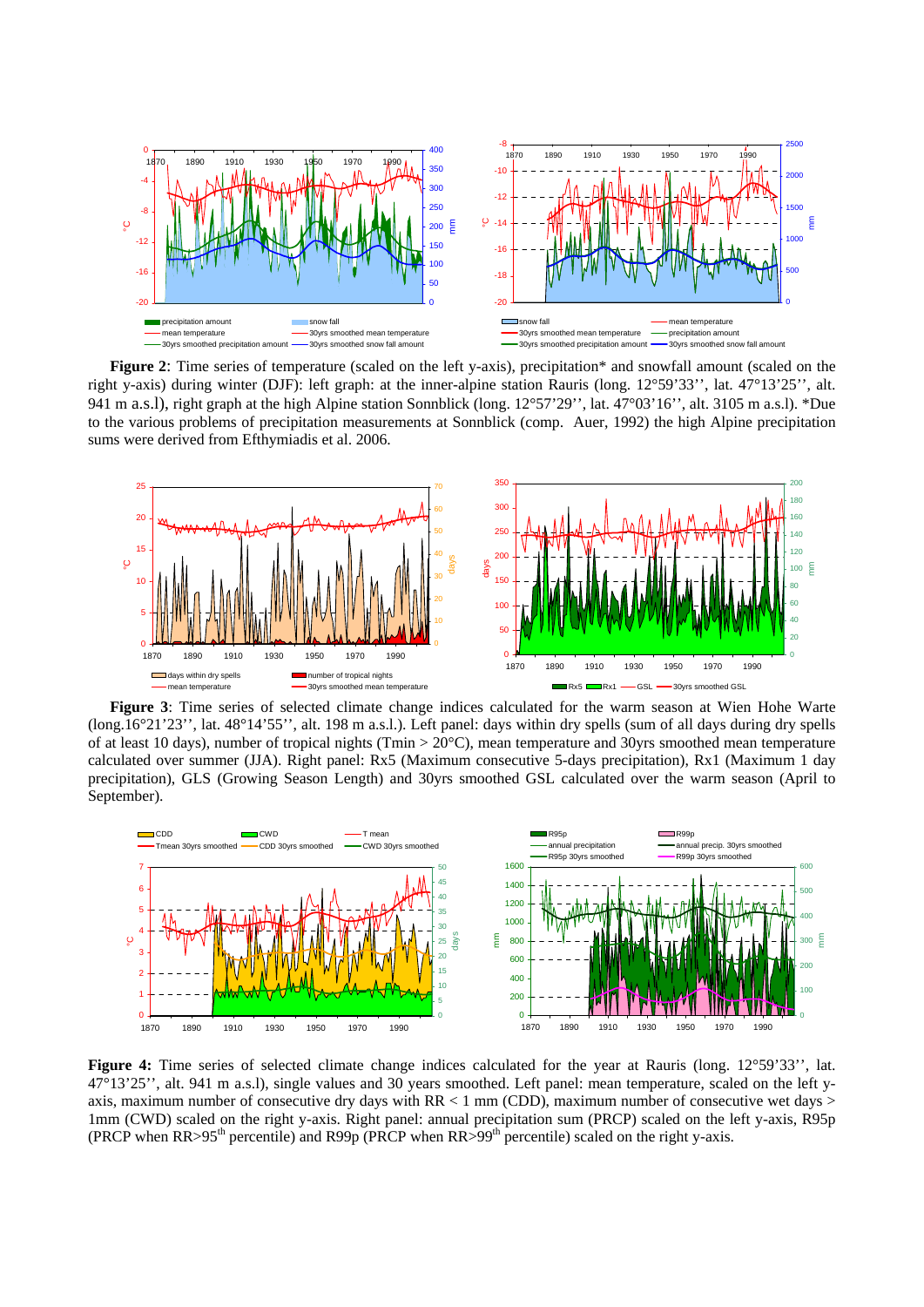**Figure 2**: Time series of temperature (scaled on the left y-axis), precipitation* and snowfall amount (scaled on the right y-axis) during winter (DJF): left graph: at the inner-alpine station Rauris (long. 12°59'33'', lat. 47°13'25'', alt. 941 m a.s.l), right graph at the high Alpine station Sonnblick (long. 12°57'29'', lat. 47°03'16'', alt. 3105 m a.s.l). *Due to the various problems of precipitation measurements at Sonnblick (comp. Auer, 1992) the high Alpine precipitation sums were derived from Efthymiadis et al. 2006.

**Figure 3**: Time series of selected climate change indices calculated for the warm season at Wien Hohe Warte (long.16°21'23'', lat. 48°14'55'', alt. 198 m a.s.l.). Left panel: days within dry spells (sum of all days during dry spells of at least 10 days), number of tropical nights (Tmin > 20°C), mean temperature and 30yrs smoothed mean temperature calculated over summer (JJA). Right panel: Rx5 (Maximum consecutive 5-days precipitation), Rx1 (Maximum 1 day precipitation), GLS (Growing Season Length) and 30yrs smoothed GSL calculated over the warm season (April to September).

**Figure 4:** Time series of selected climate change indices calculated for the year at Rauris (long. 12°59'33'', lat. 47°13'25'', alt. 941 m a.s.l), single values and 30 years smoothed. Left panel: mean temperature, scaled on the left y-axis, maximum number of consecutive dry days with RR < 1 mm (CDD), maximum number of consecutive wet days > 1mm (CWD) scaled on the right y-axis. Right panel: annual precipitation sum (PRCP) scaled on the left y-axis, R95p (PRCP when RR>95[th] percentile) and R99p (PRCP when RR>99[th] percentile) scaled on the right y-axis.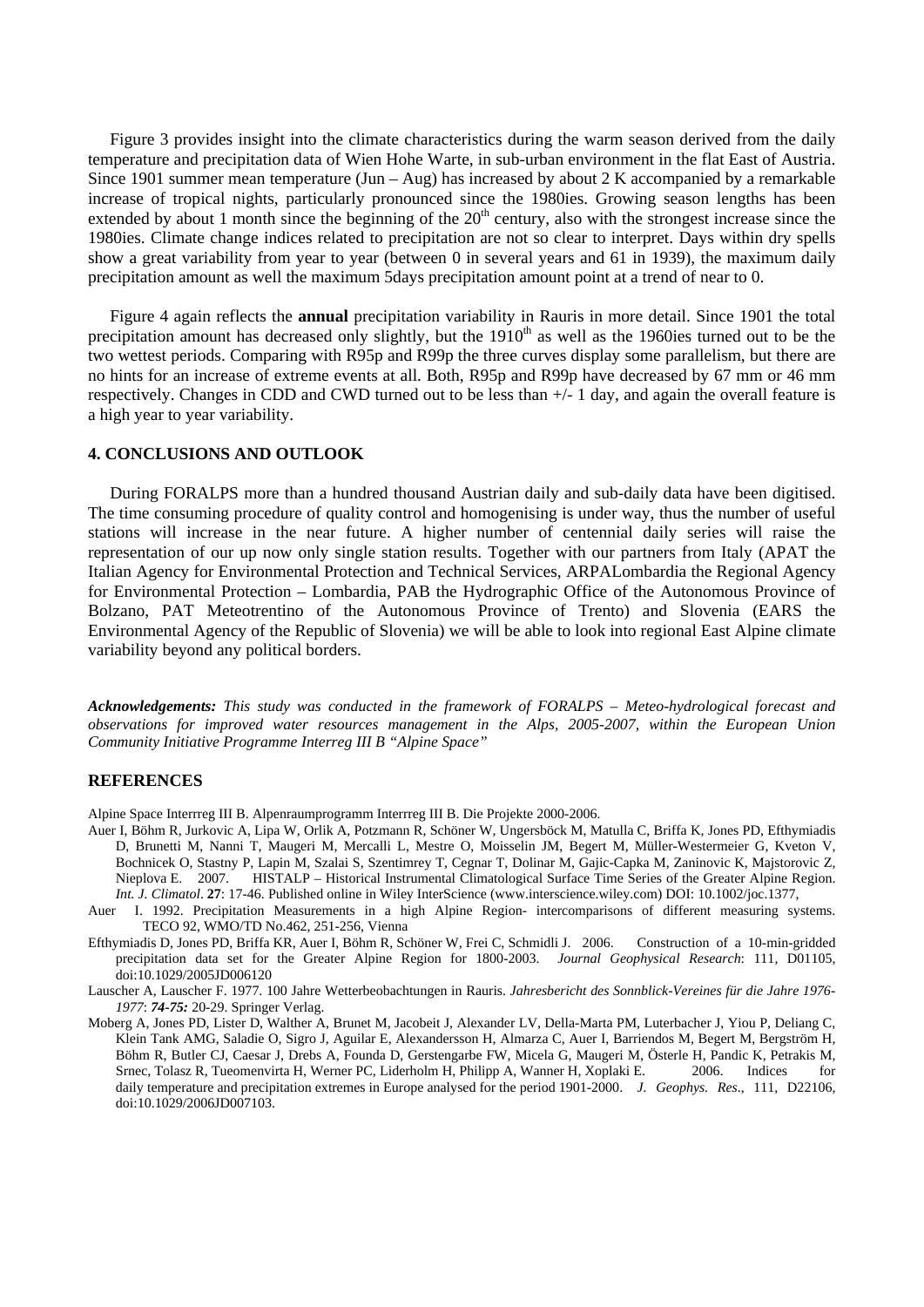Figure 3 provides insight into the climate characteristics during the warm season derived from the daily temperature and precipitation data of Wien Hohe Warte, in sub-urban environment in the flat East of Austria. Since 1901 summer mean temperature (Jun – Aug) has increased by about 2 K accompanied by a remarkable increase of tropical nights, particularly pronounced since the 1980ies. Growing season lengths has been extended by about 1 month since the beginning of the 20$^{th}$ century, also with the strongest increase since the 1980ies. Climate change indices related to precipitation are not so clear to interpret. Days within dry spells show a great variability from year to year (between 0 in several years and 61 in 1939), the maximum daily precipitation amount as well the maximum 5days precipitation amount point at a trend of near to 0.

Figure 4 again reflects the **annual** precipitation variability in Rauris in more detail. Since 1901 the total precipitation amount has decreased only slightly, but the 1910$^{th}$ as well as the 1960ies turned out to be the two wettest periods. Comparing with R95p and R99p the three curves display some parallelism, but there are no hints for an increase of extreme events at all. Both, R95p and R99p have decreased by 67 mm or 46 mm respectively. Changes in CDD and CWD turned out to be less than +/- 1 day, and again the overall feature is a high year to year variability.

## 4. CONCLUSIONS AND OUTLOOK

During FORALPS more than a hundred thousand Austrian daily and sub-daily data have been digitised. The time consuming procedure of quality control and homogenising is under way, thus the number of useful stations will increase in the near future. A higher number of centennial daily series will raise the representation of our up now only single station results. Together with our partners from Italy (APAT the Italian Agency for Environmental Protection and Technical Services, ARPALombardia the Regional Agency for Environmental Protection – Lombardia, PAB the Hydrographic Office of the Autonomous Province of Bolzano, PAT Meteotrentino of the Autonomous Province of Trento) and Slovenia (EARS the Environmental Agency of the Republic of Slovenia) we will be able to look into regional East Alpine climate variability beyond any political borders.

***Acknowledgements:*** *This study was conducted in the framework of FORALPS – Meteo-hydrological forecast and observations for improved water resources management in the Alps, 2005-2007, within the European Union Community Initiative Programme Interreg III B "Alpine Space"*

## REFERENCES

Alpine Space Interrreg III B. Alpenraumprogramm Interrreg III B. Die Projekte 2000-2006.

Auer I, Böhm R, Jurkovic A, Lipa W, Orlik A, Potzmann R, Schöner W, Ungersböck M, Matulla C, Briffa K, Jones PD, Efthymiadis D, Brunetti M, Nanni T, Maugeri M, Mercalli L, Mestre O, Moisselin JM, Begert M, Müller-Westermeier G, Kveton V, Bochnicek O, Stastny P, Lapin M, Szalai S, Szentimrey T, Cegnar T, Dolinar M, Gajic-Capka M, Zaninovic K, Majstorovic Z, Nieplova E. 2007. HISTALP – Historical Instrumental Climatological Surface Time Series of the Greater Alpine Region. *Int. J. Climatol*. **27**: 17-46. Published online in Wiley InterScience (www.interscience.wiley.com) DOI: 10.1002/joc.1377,

Auer I. 1992. Precipitation Measurements in a high Alpine Region- intercomparisons of different measuring systems. TECO 92, WMO/TD No.462, 251-256, Vienna

Efthymiadis D, Jones PD, Briffa KR, Auer I, Böhm R, Schöner W, Frei C, Schmidli J. 2006. Construction of a 10-min-gridded precipitation data set for the Greater Alpine Region for 1800-2003. *Journal Geophysical Research*: 111, D01105, doi:10.1029/2005JD006120

Lauscher A, Lauscher F. 1977. 100 Jahre Wetterbeobachtungen in Rauris. *Jahresbericht des Sonnblick-Vereines für die Jahre 1976-1977*: ***74-75:*** 20-29. Springer Verlag.

Moberg A, Jones PD, Lister D, Walther A, Brunet M, Jacobeit J, Alexander LV, Della-Marta PM, Luterbacher J, Yiou P, Deliang C, Klein Tank AMG, Saladie O, Sigro J, Aguilar E, Alexandersson H, Almarza C, Auer I, Barriendos M, Begert M, Bergström H, Böhm R, Butler CJ, Caesar J, Drebs A, Founda D, Gerstengarbe FW, Micela G, Maugeri M, Österle H, Pandic K, Petrakis M, Srnec, Tolasz R, Tueomenvirta H, Werner PC, Liderholm H, Philipp A, Wanner H, Xoplaki E. 2006. Indices for daily temperature and precipitation extremes in Europe analysed for the period 1901-2000. *J. Geophys. Res*., 111, D22106, doi:10.1029/2006JD007103.